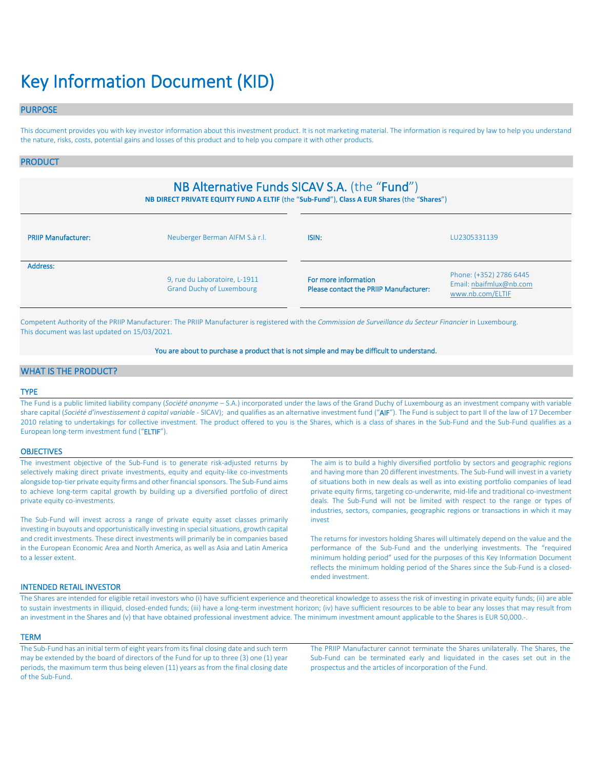# Key Information Document (KID)

## PURPOSE

This document provides you with key investor information about this investment product. It is not marketing material. The information is required by law to help you understand the nature, risks, costs, potential gains and losses of this product and to help you compare it with other products.

## PRODUCT

### NB Alternative Funds SICAV S.A. (the "Fund")

**NB DIRECT PRIVATE EQUITY FUND A ELTIF** (the "**Sub-Fund**"), **Class A EUR Shares** (the "**Shares**")

| | | | |
|---|---|---|---|
| **PRIIP Manufacturer:** | Neuberger Berman AIFM S.à r.l. | **ISIN:** | LU2305331139 |
| **Address:** | 9, rue du Laboratoire, L-1911 Grand Duchy of Luxembourg | **For more information Please contact the PRIIP Manufacturer:** | Phone: (+352) 2786 6445 Email: nbaifmlux@nb.com www.nb.com/ELTIF |

Competent Authority of the PRIIP Manufacturer: The PRIIP Manufacturer is registered with the *Commission de Surveillance du Secteur Financier* in Luxembourg.
This document was last updated on 15/03/2021.

You are about to purchase a product that is not simple and may be difficult to understand.

## WHAT IS THE PRODUCT?

### TYPE

The Fund is a public limited liability company (*Société anonyme* – S.A.) incorporated under the laws of the Grand Duchy of Luxembourg as an investment company with variable share capital (*Société d'investissement à capital variable* - SICAV); and qualifies as an alternative investment fund ("**AIF**"). The Fund is subject to part II of the law of 17 December 2010 relating to undertakings for collective investment. The product offered to you is the Shares, which is a class of shares in the Sub-Fund and the Sub-Fund qualifies as a European long-term investment fund ("**ELTIF**").

### OBJECTIVES

The investment objective of the Sub-Fund is to generate risk-adjusted returns by selectively making direct private investments, equity and equity-like co-investments alongside top-tier private equity firms and other financial sponsors. The Sub-Fund aims to achieve long-term capital growth by building up a diversified portfolio of direct private equity co-investments.

The Sub-Fund will invest across a range of private equity asset classes primarily investing in buyouts and opportunistically investing in special situations, growth capital and credit investments. These direct investments will primarily be in companies based in the European Economic Area and North America, as well as Asia and Latin America to a lesser extent.

The aim is to build a highly diversified portfolio by sectors and geographic regions and having more than 20 different investments. The Sub-Fund will invest in a variety of situations both in new deals as well as into existing portfolio companies of lead private equity firms, targeting co-underwrite, mid-life and traditional co-investment deals. The Sub-Fund will not be limited with respect to the range or types of industries, sectors, companies, geographic regions or transactions in which it may invest

The returns for investors holding Shares will ultimately depend on the value and the performance of the Sub-Fund and the underlying investments. The "required minimum holding period" used for the purposes of this Key Information Document reflects the minimum holding period of the Shares since the Sub-Fund is a closed-ended investment.

### INTENDED RETAIL INVESTOR

The Shares are intended for eligible retail investors who (i) have sufficient experience and theoretical knowledge to assess the risk of investing in private equity funds; (ii) are able to sustain investments in illiquid, closed-ended funds; (iii) have a long-term investment horizon; (iv) have sufficient resources to be able to bear any losses that may result from an investment in the Shares and (v) that have obtained professional investment advice. The minimum investment amount applicable to the Shares is EUR 50,000.-.

### TERM

The Sub-Fund has an initial term of eight years from its final closing date and such term may be extended by the board of directors of the Fund for up to three (3) one (1) year periods, the maximum term thus being eleven (11) years as from the final closing date of the Sub-Fund.

The PRIIP Manufacturer cannot terminate the Shares unilaterally. The Shares, the Sub-Fund can be terminated early and liquidated in the cases set out in the prospectus and the articles of incorporation of the Fund.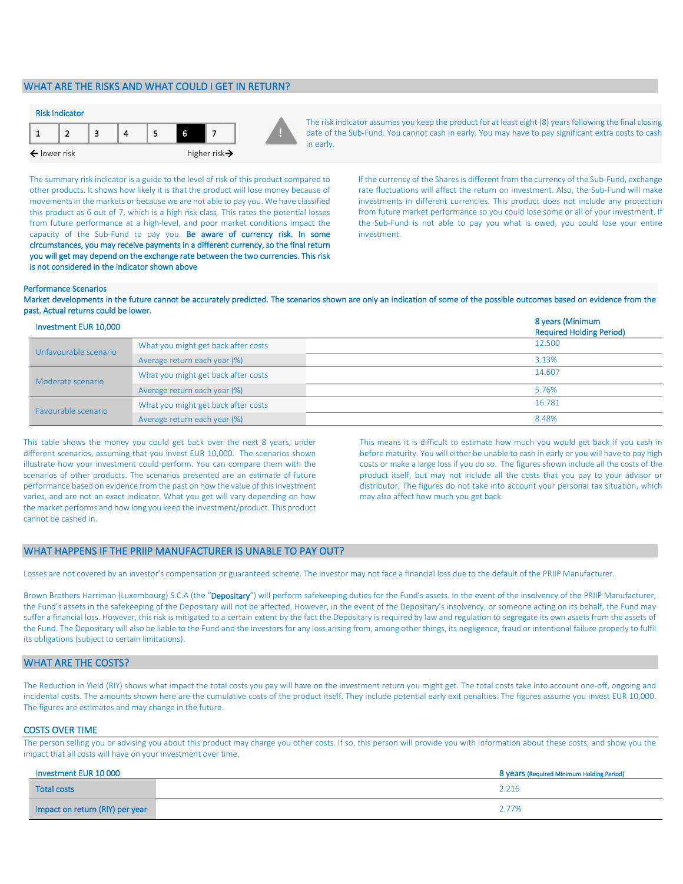## WHAT ARE THE RISKS AND WHAT COULD I GET IN RETURN?

### Risk Indicator

| 1 | 2 | 3 | 4 | 5 | 6 | 7 |
|---|---|---|---|---|---|---|

← lower risk                                   higher risk →

The risk indicator assumes you keep the product for at least eight (8) years following the final closing date of the Sub-Fund. You cannot cash in early. You may have to pay significant extra costs to cash in early.

The summary risk indicator is a guide to the level of risk of this product compared to other products. It shows how likely it is that the product will lose money because of movements in the markets or because we are not able to pay you. We have classified this product as 6 out of 7, which is a high risk class. This rates the potential losses from future performance at a high-level, and poor market conditions impact the capacity of the Sub-Fund to pay you. **Be aware of currency risk. In some circumstances, you may receive payments in a different currency, so the final return you will get may depend on the exchange rate between the two currencies. This risk is not considered in the indicator shown above**

If the currency of the Shares is different from the currency of the Sub-Fund, exchange rate fluctuations will affect the return on investment. Also, the Sub-Fund will make investments in different currencies. This product does not include any protection from future market performance so you could lose some or all of your investment. If the Sub-Fund is not able to pay you what is owed, you could lose your entire investment.

### Performance Scenarios

**Market developments in the future cannot be accurately predicted. The scenarios shown are only an indication of some of the possible outcomes based on evidence from the past. Actual returns could be lower.**

| Investment EUR 10,000 | | 8 years (Minimum Required Holding Period) |
|---|---|---|
| Unfavourable scenario | What you might get back after costs | 12.500 |
| | Average return each year (%) | 3.13% |
| Moderate scenario | What you might get back after costs | 14.607 |
| | Average return each year (%) | 5.76% |
| Favourable scenario | What you might get back after costs | 16.781 |
| | Average return each year (%) | 8.48% |

This table shows the money you could get back over the next 8 years, under different scenarios, assuming that you invest EUR 10,000. The scenarios shown illustrate how your investment could perform. You can compare them with the scenarios of other products. The scenarios presented are an estimate of future performance based on evidence from the past on how the value of this investment varies, and are not an exact indicator. What you get will vary depending on how the market performs and how long you keep the investment/product. This product cannot be cashed in.

This means it is difficult to estimate how much you would get back if you cash in before maturity. You will either be unable to cash in early or you will have to pay high costs or make a large loss if you do so. The figures shown include all the costs of the product itself, but may not include all the costs that you pay to your advisor or distributor. The figures do not take into account your personal tax situation, which may also affect how much you get back.

## WHAT HAPPENS IF THE PRIIP MANUFACTURER IS UNABLE TO PAY OUT?

Losses are not covered by an investor's compensation or guaranteed scheme. The investor may not face a financial loss due to the default of the PRIIP Manufacturer.

Brown Brothers Harriman (Luxembourg) S.C.A (the "**Depositary**") will perform safekeeping duties for the Fund's assets. In the event of the insolvency of the PRIIP Manufacturer, the Fund's assets in the safekeeping of the Depositary will not be affected. However, in the event of the Depositary's insolvency, or someone acting on its behalf, the Fund may suffer a financial loss. However, this risk is mitigated to a certain extent by the fact the Depositary is required by law and regulation to segregate its own assets from the assets of the Fund. The Depositary will also be liable to the Fund and the investors for any loss arising from, among other things, its negligence, fraud or intentional failure properly to fulfil its obligations (subject to certain limitations).

## WHAT ARE THE COSTS?

The Reduction in Yield (RIY) shows what impact the total costs you pay will have on the investment return you might get. The total costs take into account one-off, ongoing and incidental costs. The amounts shown here are the cumulative costs of the product itself. They include potential early exit penalties. The figures assume you invest EUR 10,000. The figures are estimates and may change in the future.

### COSTS OVER TIME

The person selling you or advising you about this product may charge you other costs. If so, this person will provide you with information about these costs, and show you the impact that all costs will have on your investment over time.

| Investment EUR 10 000 | 8 years (Required Minimum Holding Period) |
|---|---|
| Total costs | 2.216 |
| Impact on return (RIY) per year | 2.77% |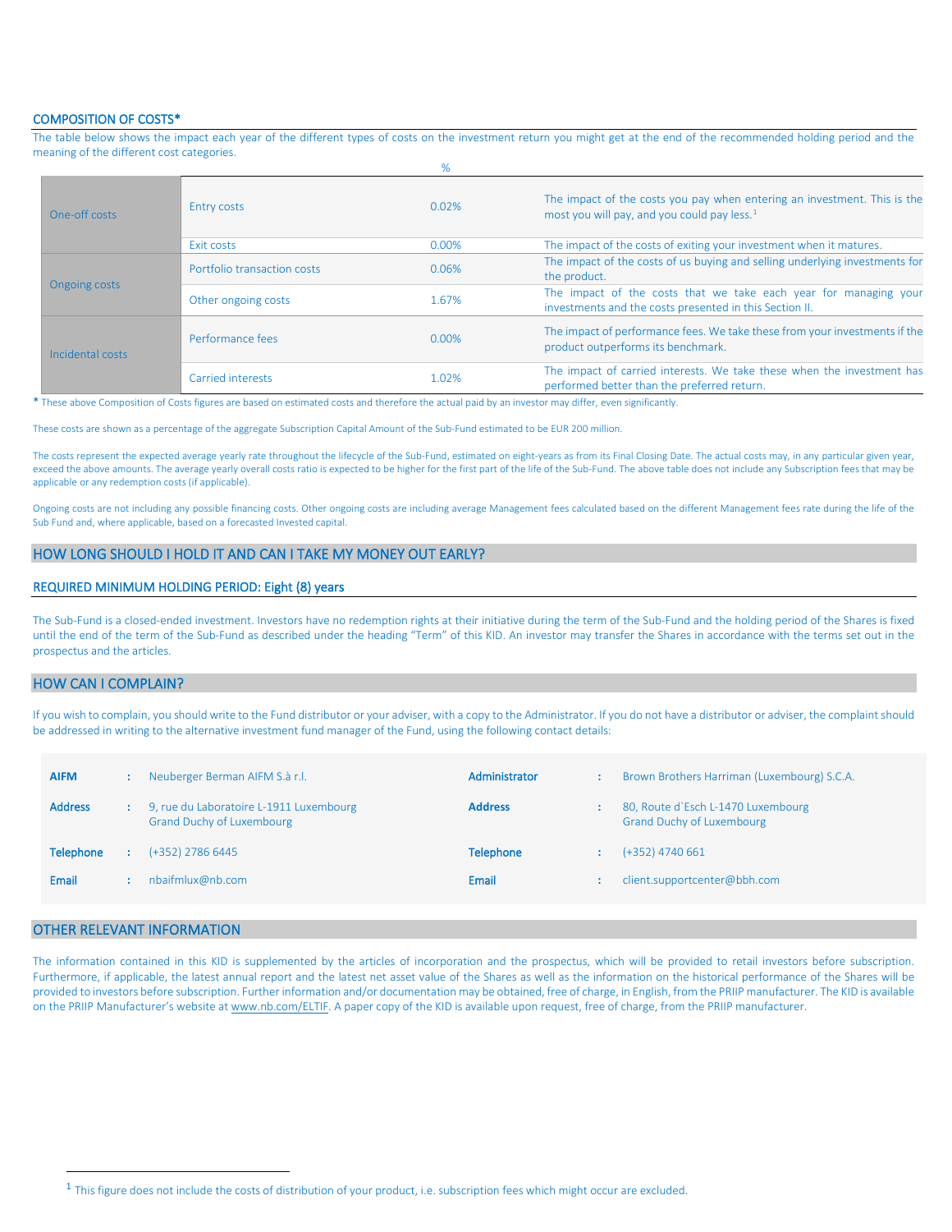## COMPOSITION OF COSTS*

The table below shows the impact each year of the different types of costs on the investment return you might get at the end of the recommended holding period and the meaning of the different cost categories.

| | | % | |
|---|---|---|---|
| One-off costs | Entry costs | 0.02% | The impact of the costs you pay when entering an investment. This is the most you will pay, and you could pay less.[1] |
| | Exit costs | 0.00% | The impact of the costs of exiting your investment when it matures. |
| Ongoing costs | Portfolio transaction costs | 0.06% | The impact of the costs of us buying and selling underlying investments for the product. |
| | Other ongoing costs | 1.67% | The impact of the costs that we take each year for managing your investments and the costs presented in this Section II. |
| Incidental costs | Performance fees | 0.00% | The impact of performance fees. We take these from your investments if the product outperforms its benchmark. |
| | Carried interests | 1.02% | The impact of carried interests. We take these when the investment has performed better than the preferred return. |

* These above Composition of Costs figures are based on estimated costs and therefore the actual paid by an investor may differ, even significantly.

These costs are shown as a percentage of the aggregate Subscription Capital Amount of the Sub-Fund estimated to be EUR 200 million.

The costs represent the expected average yearly rate throughout the lifecycle of the Sub-Fund, estimated on eight-years as from its Final Closing Date. The actual costs may, in any particular given year, exceed the above amounts. The average yearly overall costs ratio is expected to be higher for the first part of the life of the Sub-Fund. The above table does not include any Subscription fees that may be applicable or any redemption costs (if applicable).

Ongoing costs are not including any possible financing costs. Other ongoing costs are including average Management fees calculated based on the different Management fees rate during the life of the Sub Fund and, where applicable, based on a forecasted Invested capital.

## HOW LONG SHOULD I HOLD IT AND CAN I TAKE MY MONEY OUT EARLY?

### REQUIRED MINIMUM HOLDING PERIOD: Eight (8) years

The Sub-Fund is a closed-ended investment. Investors have no redemption rights at their initiative during the term of the Sub-Fund and the holding period of the Shares is fixed until the end of the term of the Sub-Fund as described under the heading "Term" of this KID. An investor may transfer the Shares in accordance with the terms set out in the prospectus and the articles.

## HOW CAN I COMPLAIN?

If you wish to complain, you should write to the Fund distributor or your adviser, with a copy to the Administrator. If you do not have a distributor or adviser, the complaint should be addressed in writing to the alternative investment fund manager of the Fund, using the following contact details:

| | | | |
|---|---|---|---|
| **AIFM** | Neuberger Berman AIFM S.à r.l. | **Administrator** | Brown Brothers Harriman (Luxembourg) S.C.A. |
| **Address** | 9, rue du Laboratoire L-1911 Luxembourg Grand Duchy of Luxembourg | **Address** | 80, Route d`Esch L-1470 Luxembourg Grand Duchy of Luxembourg |
| **Telephone** | (+352) 2786 6445 | **Telephone** | (+352) 4740 661 |
| **Email** | nbaifmlux@nb.com | **Email** | client.supportcenter@bbh.com |

## OTHER RELEVANT INFORMATION

The information contained in this KID is supplemented by the articles of incorporation and the prospectus, which will be provided to retail investors before subscription. Furthermore, if applicable, the latest annual report and the latest net asset value of the Shares as well as the information on the historical performance of the Shares will be provided to investors before subscription. Further information and/or documentation may be obtained, free of charge, in English, from the PRIIP manufacturer. The KID is available on the PRIIP Manufacturer's website at www.nb.com/ELTIF. A paper copy of the KID is available upon request, free of charge, from the PRIIP manufacturer.

[1] This figure does not include the costs of distribution of your product, i.e. subscription fees which might occur are excluded.